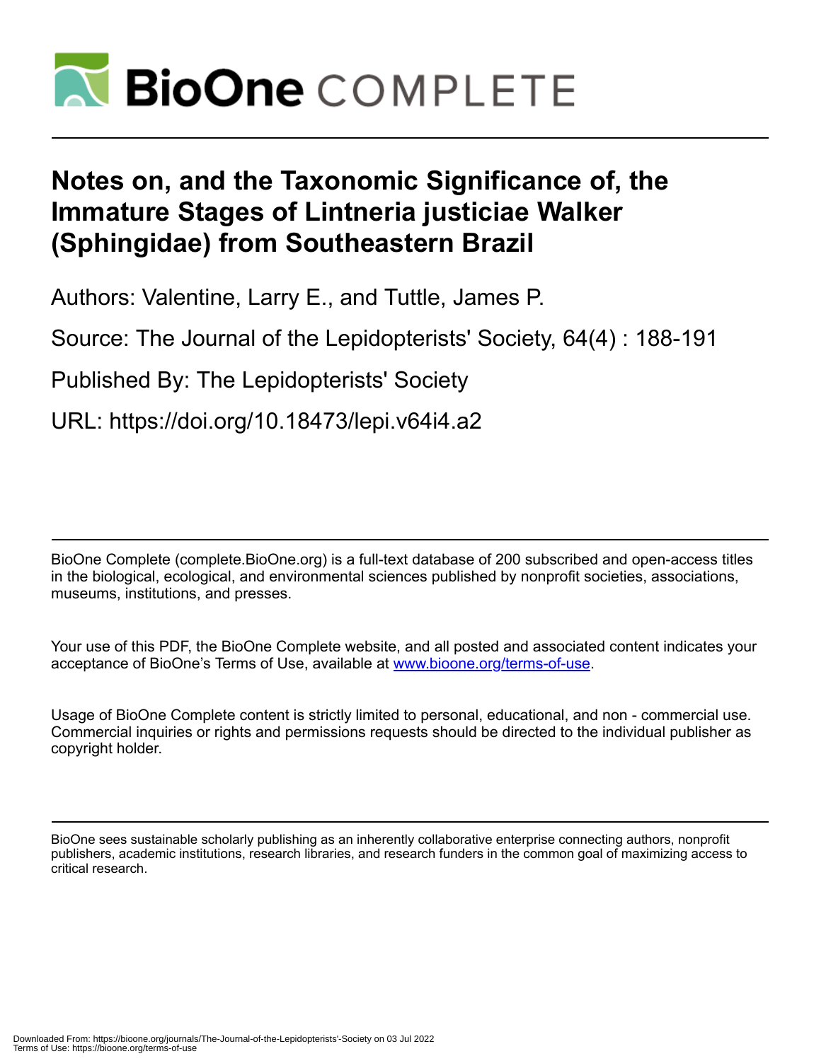# Notes on, and the Taxonomic Significance of, the Immature Stages of Lintneria justiciae Walker (Sphingidae) from Southeastern Brazil

Authors: Valentine, Larry E., and Tuttle, James P.

Source: The Journal of the Lepidopterists' Society, 64(4) : 188-191

Published By: The Lepidopterists' Society

URL: https://doi.org/10.18473/lepi.v64i4.a2

---

BioOne Complete (complete.BioOne.org) is a full-text database of 200 subscribed and open-access titles in the biological, ecological, and environmental sciences published by nonprofit societies, associations, museums, institutions, and presses.

Your use of this PDF, the BioOne Complete website, and all posted and associated content indicates your acceptance of BioOne's Terms of Use, available at www.bioone.org/terms-of-use.

Usage of BioOne Complete content is strictly limited to personal, educational, and non - commercial use. Commercial inquiries or rights and permissions requests should be directed to the individual publisher as copyright holder.

---

BioOne sees sustainable scholarly publishing as an inherently collaborative enterprise connecting authors, nonprofit publishers, academic institutions, research libraries, and research funders in the common goal of maximizing access to critical research.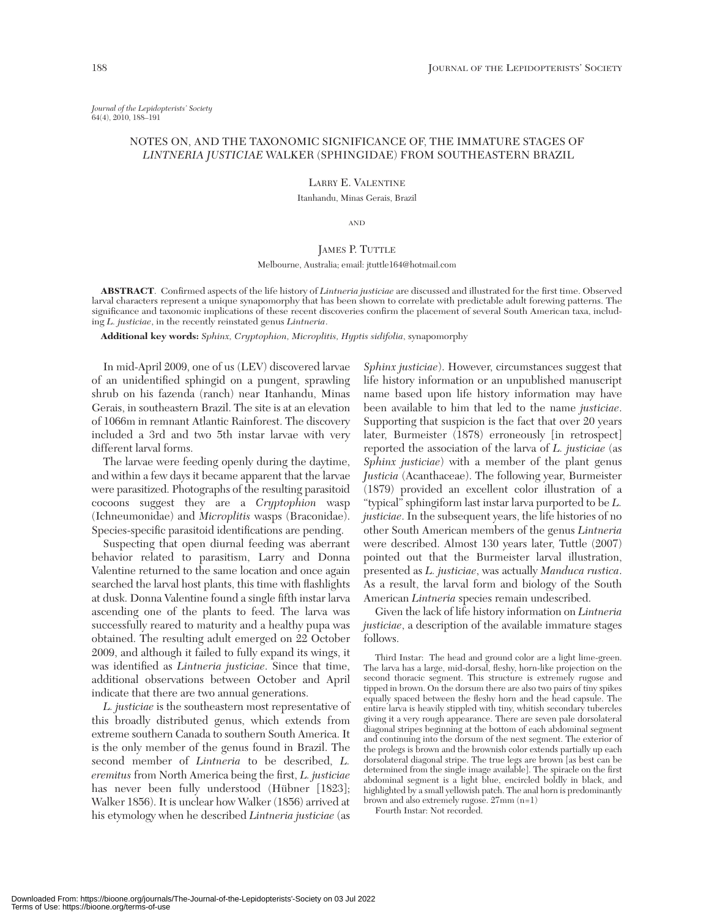*Journal of the Lepidopterists' Society*
64(4), 2010, 188–191

# NOTES ON, AND THE TAXONOMIC SIGNIFICANCE OF, THE IMMATURE STAGES OF *LINTNERIA JUSTICIAE* WALKER (SPHINGIDAE) FROM SOUTHEASTERN BRAZIL

LARRY E. VALENTINE

Itanhandu, Minas Gerais, Brazil

AND

JAMES P. TUTTLE

Melbourne, Australia; email: jtuttle164@hotmail.com

**ABSTRACT**. Confirmed aspects of the life history of *Lintneria justiciae* are discussed and illustrated for the first time. Observed larval characters represent a unique synapomorphy that has been shown to correlate with predictable adult forewing patterns. The significance and taxonomic implications of these recent discoveries confirm the placement of several South American taxa, including *L. justiciae*, in the recently reinstated genus *Lintneria*.

**Additional key words:** *Sphinx, Cryptophion, Microplitis, Hyptis sidifolia*, synapomorphy

In mid-April 2009, one of us (LEV) discovered larvae of an unidentified sphingid on a pungent, sprawling shrub on his fazenda (ranch) near Itanhandu, Minas Gerais, in southeastern Brazil. The site is at an elevation of 1066m in remnant Atlantic Rainforest. The discovery included a 3rd and two 5th instar larvae with very different larval forms.

The larvae were feeding openly during the daytime, and within a few days it became apparent that the larvae were parasitized. Photographs of the resulting parasitoid cocoons suggest they are a *Cryptophion* wasp (Ichneumonidae) and *Microplitis* wasps (Braconidae). Species-specific parasitoid identifications are pending.

Suspecting that open diurnal feeding was aberrant behavior related to parasitism, Larry and Donna Valentine returned to the same location and once again searched the larval host plants, this time with flashlights at dusk. Donna Valentine found a single fifth instar larva ascending one of the plants to feed. The larva was successfully reared to maturity and a healthy pupa was obtained. The resulting adult emerged on 22 October 2009, and although it failed to fully expand its wings, it was identified as *Lintneria justiciae*. Since that time, additional observations between October and April indicate that there are two annual generations.

*L. justiciae* is the southeastern most representative of this broadly distributed genus, which extends from extreme southern Canada to southern South America. It is the only member of the genus found in Brazil. The second member of *Lintneria* to be described, *L. eremitus* from North America being the first, *L. justiciae* has never been fully understood (Hübner [1823]; Walker 1856). It is unclear how Walker (1856) arrived at his etymology when he described *Lintneria justiciae* (as *Sphinx justiciae*). However, circumstances suggest that life history information or an unpublished manuscript name based upon life history information may have been available to him that led to the name *justiciae*. Supporting that suspicion is the fact that over 20 years later, Burmeister (1878) erroneously [in retrospect] reported the association of the larva of *L. justiciae* (as *Sphinx justiciae*) with a member of the plant genus *Justicia* (Acanthaceae). The following year, Burmeister (1879) provided an excellent color illustration of a "typical" sphingiform last instar larva purported to be *L. justiciae*. In the subsequent years, the life histories of no other South American members of the genus *Lintneria* were described. Almost 130 years later, Tuttle (2007) pointed out that the Burmeister larval illustration, presented as *L. justiciae*, was actually *Manduca rustica*. As a result, the larval form and biology of the South American *Lintneria* species remain undescribed.

Given the lack of life history information on *Lintneria justiciae*, a description of the available immature stages follows.

Third Instar: The head and ground color are a light lime-green. The larva has a large, mid-dorsal, fleshy, horn-like projection on the second thoracic segment. This structure is extremely rugose and tipped in brown. On the dorsum there are also two pairs of tiny spikes equally spaced between the fleshy horn and the head capsule. The entire larva is heavily stippled with tiny, whitish secondary tubercles giving it a very rough appearance. There are seven pale dorsolateral diagonal stripes beginning at the bottom of each abdominal segment and continuing into the dorsum of the next segment. The exterior of the prolegs is brown and the brownish color extends partially up each dorsolateral diagonal stripe. The true legs are brown [as best can be determined from the single image available]. The spiracle on the first abdominal segment is a light blue, encircled boldly in black, and highlighted by a small yellowish patch. The anal horn is predominantly brown and also extremely rugose. 27mm (n=1)

Fourth Instar: Not recorded.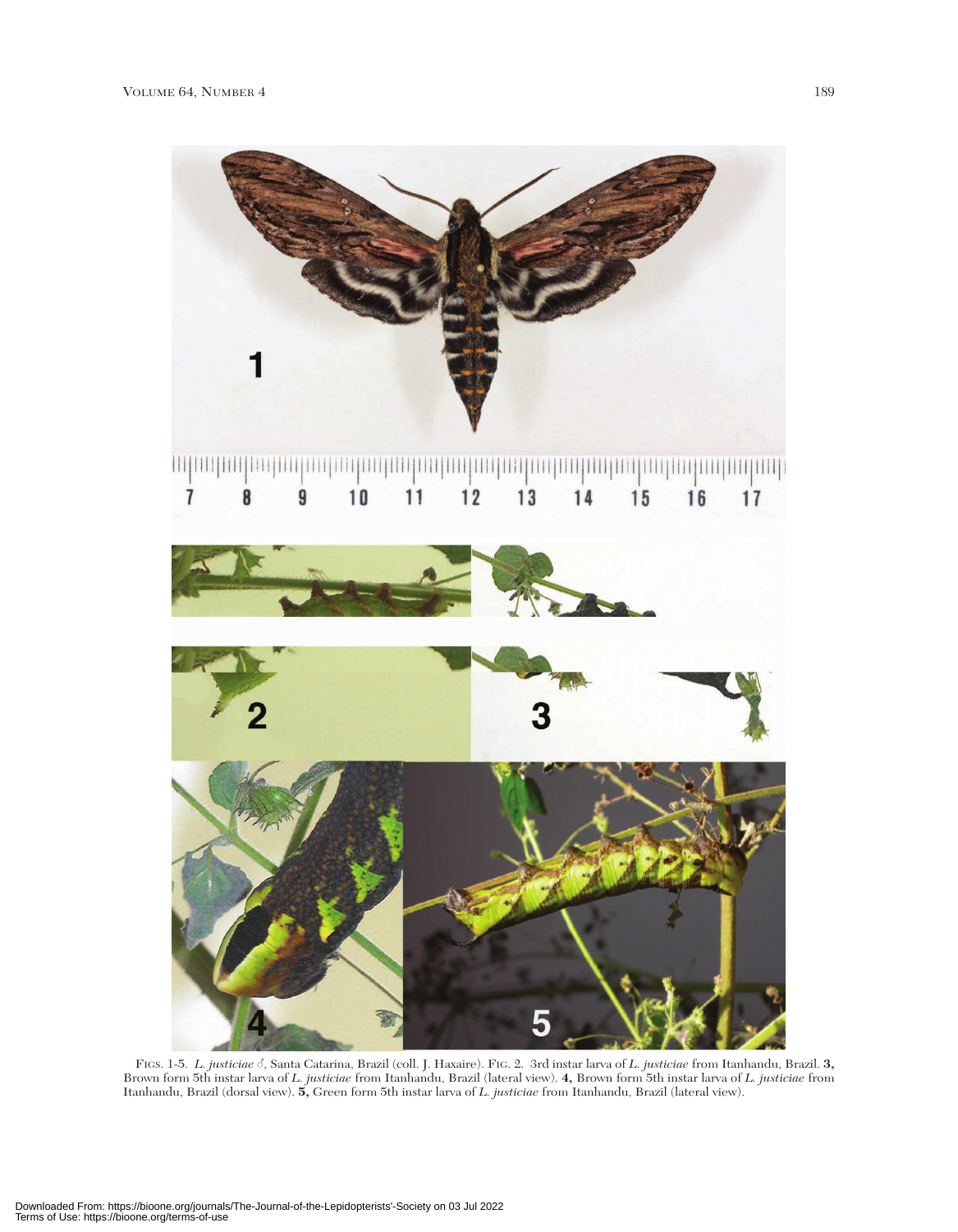FIGS. 1-5. *L. justiciae* ♂, Santa Catarina, Brazil (coll. J. Haxaire). FIG. 2. 3rd instar larva of *L. justiciae* from Itanhandu, Brazil. **3,** Brown form 5th instar larva of *L. justiciae* from Itanhandu, Brazil (lateral view). **4,** Brown form 5th instar larva of *L. justiciae* from Itanhandu, Brazil (dorsal view). **5,** Green form 5th instar larva of *L. justiciae* from Itanhandu, Brazil (lateral view).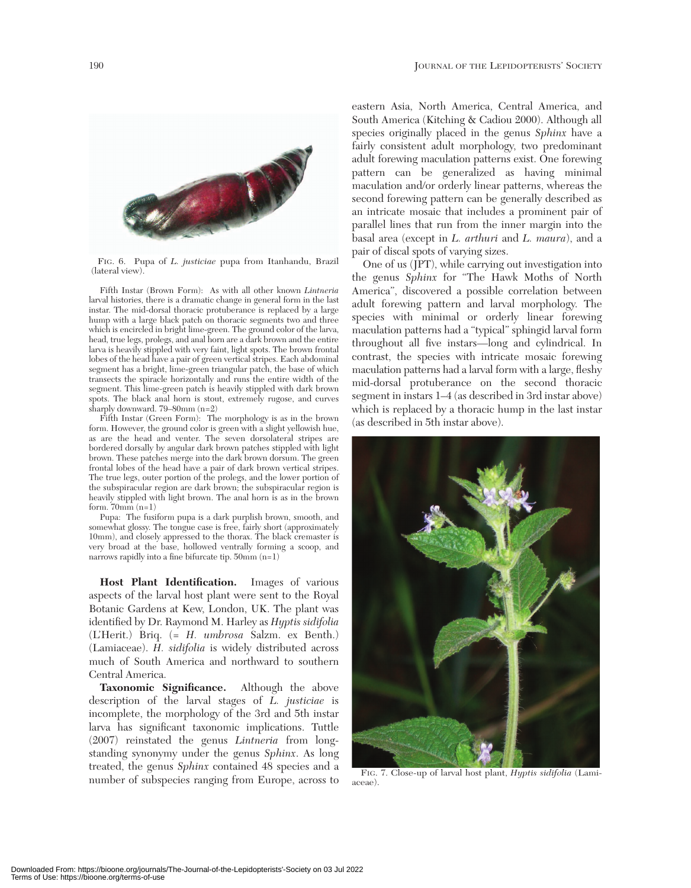FIG. 6. Pupa of *L. justiciae* pupa from Itanhandu, Brazil (lateral view).

Fifth Instar (Brown Form): As with all other known *Lintneria* larval histories, there is a dramatic change in general form in the last instar. The mid-dorsal thoracic protuberance is replaced by a large hump with a large black patch on thoracic segments two and three which is encircled in bright lime-green. The ground color of the larva, head, true legs, prolegs, and anal horn are a dark brown and the entire larva is heavily stippled with very faint, light spots. The brown frontal lobes of the head have a pair of green vertical stripes. Each abdominal segment has a bright, lime-green triangular patch, the base of which transects the spiracle horizontally and runs the entire width of the segment. This lime-green patch is heavily stippled with dark brown spots. The black anal horn is stout, extremely rugose, and curves sharply downward. 79–80mm (n=2)

Fifth Instar (Green Form): The morphology is as in the brown form. However, the ground color is green with a slight yellowish hue, as are the head and venter. The seven dorsolateral stripes are bordered dorsally by angular dark brown patches stippled with light brown. These patches merge into the dark brown dorsum. The green frontal lobes of the head have a pair of dark brown vertical stripes. The true legs, outer portion of the prolegs, and the lower portion of the subspiracular region are dark brown; the subspiracular region is heavily stippled with light brown. The anal horn is as in the brown form. 70mm (n=1)

Pupa: The fusiform pupa is a dark purplish brown, smooth, and somewhat glossy. The tongue case is free, fairly short (approximately 10mm), and closely appressed to the thorax. The black cremaster is very broad at the base, hollowed ventrally forming a scoop, and narrows rapidly into a fine bifurcate tip. 50mm (n=1)

**Host Plant Identification.** Images of various aspects of the larval host plant were sent to the Royal Botanic Gardens at Kew, London, UK. The plant was identified by Dr. Raymond M. Harley as *Hyptis sidifolia* (L'Herit.) Briq. (= *H. umbrosa* Salzm. ex Benth.) (Lamiaceae). *H. sidifolia* is widely distributed across much of South America and northward to southern Central America.

**Taxonomic Significance.** Although the above description of the larval stages of *L. justiciae* is incomplete, the morphology of the 3rd and 5th instar larva has significant taxonomic implications. Tuttle (2007) reinstated the genus *Lintneria* from long-standing synonymy under the genus *Sphinx*. As long treated, the genus *Sphinx* contained 48 species and a number of subspecies ranging from Europe, across to eastern Asia, North America, Central America, and South America (Kitching & Cadiou 2000). Although all species originally placed in the genus *Sphinx* have a fairly consistent adult morphology, two predominant adult forewing maculation patterns exist. One forewing pattern can be generalized as having minimal maculation and/or orderly linear patterns, whereas the second forewing pattern can be generally described as an intricate mosaic that includes a prominent pair of parallel lines that run from the inner margin into the basal area (except in *L. arthuri* and *L. maura*), and a pair of discal spots of varying sizes.

One of us (JPT), while carrying out investigation into the genus *Sphinx* for "The Hawk Moths of North America", discovered a possible correlation between adult forewing pattern and larval morphology. The species with minimal or orderly linear forewing maculation patterns had a "typical" sphingid larval form throughout all five instars—long and cylindrical. In contrast, the species with intricate mosaic forewing maculation patterns had a larval form with a large, fleshy mid-dorsal protuberance on the second thoracic segment in instars 1–4 (as described in 3rd instar above) which is replaced by a thoracic hump in the last instar (as described in 5th instar above).

FIG. 7. Close-up of larval host plant, *Hyptis sidifolia* (Lamiaceae).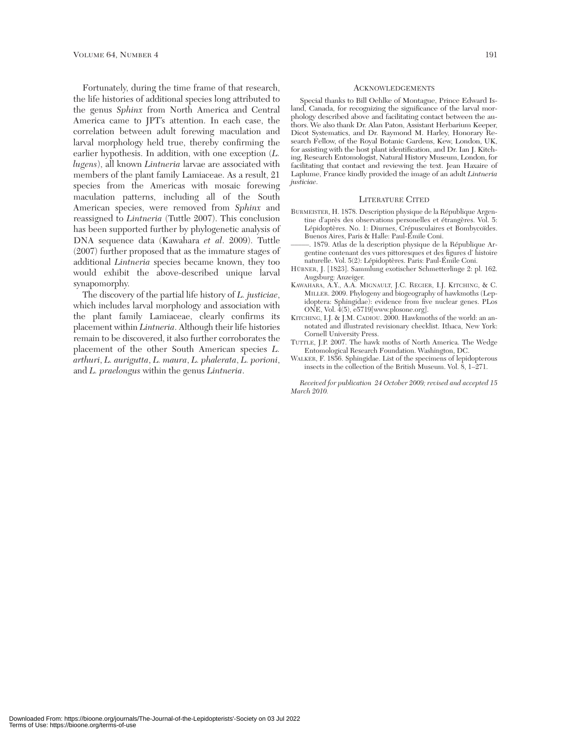Fortunately, during the time frame of that research, the life histories of additional species long attributed to the genus *Sphinx* from North America and Central America came to JPT's attention. In each case, the correlation between adult forewing maculation and larval morphology held true, thereby confirming the earlier hypothesis. In addition, with one exception (*L. lugens*), all known *Lintneria* larvae are associated with members of the plant family Lamiaceae. As a result, 21 species from the Americas with mosaic forewing maculation patterns, including all of the South American species, were removed from *Sphinx* and reassigned to *Lintneria* (Tuttle 2007). This conclusion has been supported further by phylogenetic analysis of DNA sequence data (Kawahara *et al*. 2009). Tuttle (2007) further proposed that as the immature stages of additional *Lintneria* species became known, they too would exhibit the above-described unique larval synapomorphy.

The discovery of the partial life history of *L. justiciae*, which includes larval morphology and association with the plant family Lamiaceae, clearly confirms its placement within *Lintneria*. Although their life histories remain to be discovered, it also further corroborates the placement of the other South American species *L. arthuri*, *L. aurigutta*, *L. maura*, *L. phalerata*, *L. porioni*, and *L. praelongus* within the genus *Lintneria*.

## Acknowledgements

Special thanks to Bill Oehlke of Montague, Prince Edward Island, Canada, for recognizing the significance of the larval morphology described above and facilitating contact between the authors. We also thank Dr. Alan Paton, Assistant Herbarium Keeper, Dicot Systematics, and Dr. Raymond M. Harley, Honorary Research Fellow, of the Royal Botanic Gardens, Kew, London, UK, for assisting with the host plant identification, and Dr. Ian J. Kitching, Research Entomologist, Natural History Museum, London, for facilitating that contact and reviewing the text. Jean Haxaire of Laplume, France kindly provided the image of an adult *Lintneria justiciae*.

## Literature Cited

Burmeister, H. 1878. Description physique de la République Argentine d'après des observations personelles et étrangères. Vol. 5: Lépidoptères. No. 1: Diurnes, Crépusculaires et Bombycoïdes. Buenos Aires, Paris & Halle: Paul-Émile Coni.

———. 1879. Atlas de la description physique de la République Argentine contenant des vues pittoresques et des figures d' histoire naturelle. Vol. 5(2): Lépidoptères. Paris: Paul-Émile Coni.

Hübner, J. [1823]. Sammlung exotischer Schmetterlinge 2: pl. 162. Augsburg: Anzeiger.

Kawahara, A.Y., A.A. Mignault, J.C. Regier, I.J. Kitching, & C. Miller. 2009. Phylogeny and biogeography of hawkmoths (Lepidoptera: Sphingidae): evidence from five nuclear genes. PLos ONE, Vol. 4(5), e5719[www.plosone.org].

Kitching, I.J. & J.M. Cadiou. 2000. Hawkmoths of the world: an annotated and illustrated revisionary checklist. Ithaca, New York: Cornell University Press.

Tuttle, J.P. 2007. The hawk moths of North America. The Wedge Entomological Research Foundation. Washington, DC.

Walker, F. 1856. Sphingidae. List of the specimens of lepidopterous insects in the collection of the British Museum. Vol. 8, 1–271.

*Received for publication 24 October 2009; revised and accepted 15 March 2010.*